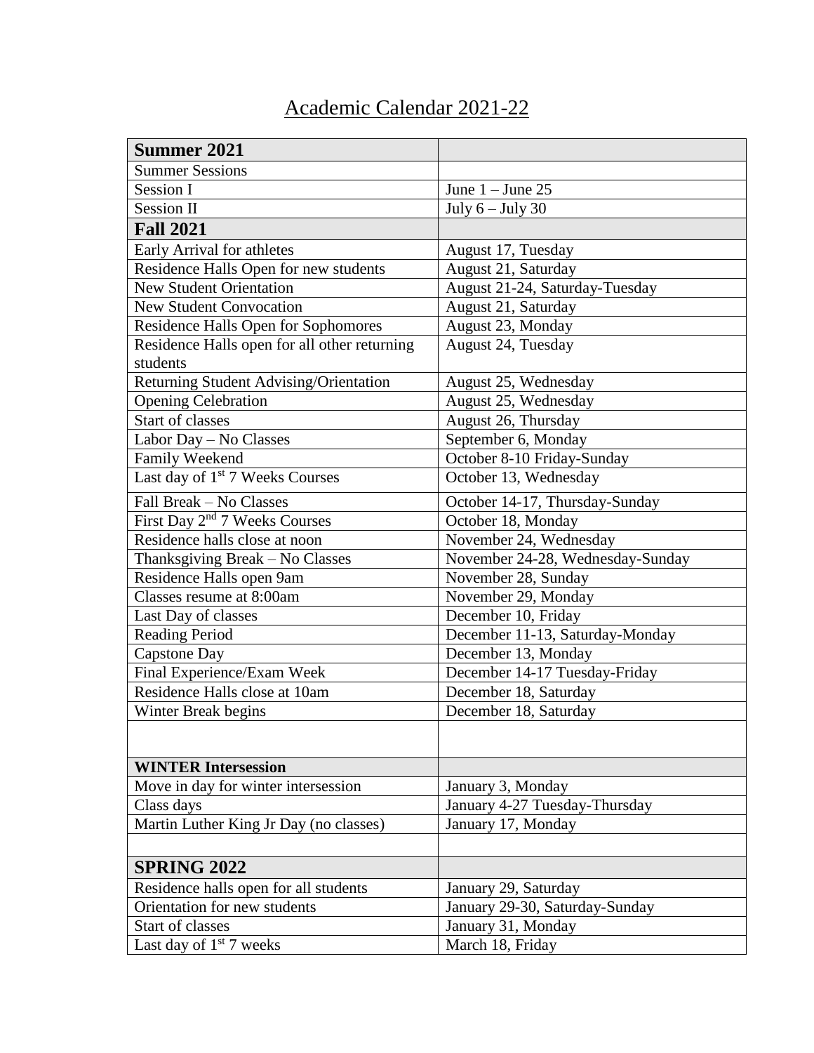# Academic Calendar 2021-22

| **Summer 2021** | |
|---|---|
| Summer Sessions | |
| Session I | June 1 – June 25 |
| Session II | July 6 – July 30 |
| **Fall 2021** | |
| Early Arrival for athletes | August 17, Tuesday |
| Residence Halls Open for new students | August 21, Saturday |
| New Student Orientation | August 21-24, Saturday-Tuesday |
| New Student Convocation | August 21, Saturday |
| Residence Halls Open for Sophomores | August 23, Monday |
| Residence Halls open for all other returning students | August 24, Tuesday |
| Returning Student Advising/Orientation | August 25, Wednesday |
| Opening Celebration | August 25, Wednesday |
| Start of classes | August 26, Thursday |
| Labor Day – No Classes | September 6, Monday |
| Family Weekend | October 8-10 Friday-Sunday |
| Last day of 1st 7 Weeks Courses | October 13, Wednesday |
| Fall Break – No Classes | October 14-17, Thursday-Sunday |
| First Day 2nd 7 Weeks Courses | October 18, Monday |
| Residence halls close at noon | November 24, Wednesday |
| Thanksgiving Break – No Classes | November 24-28, Wednesday-Sunday |
| Residence Halls open 9am | November 28, Sunday |
| Classes resume at 8:00am | November 29, Monday |
| Last Day of classes | December 10, Friday |
| Reading Period | December 11-13, Saturday-Monday |
| Capstone Day | December 13, Monday |
| Final Experience/Exam Week | December 14-17 Tuesday-Friday |
| Residence Halls close at 10am | December 18, Saturday |
| Winter Break begins | December 18, Saturday |
| | |
| **WINTER Intersession** | |
| Move in day for winter intersession | January 3, Monday |
| Class days | January 4-27 Tuesday-Thursday |
| Martin Luther King Jr Day (no classes) | January 17, Monday |
| | |
| **SPRING 2022** | |
| Residence halls open for all students | January 29, Saturday |
| Orientation for new students | January 29-30, Saturday-Sunday |
| Start of classes | January 31, Monday |
| Last day of 1st 7 weeks | March 18, Friday |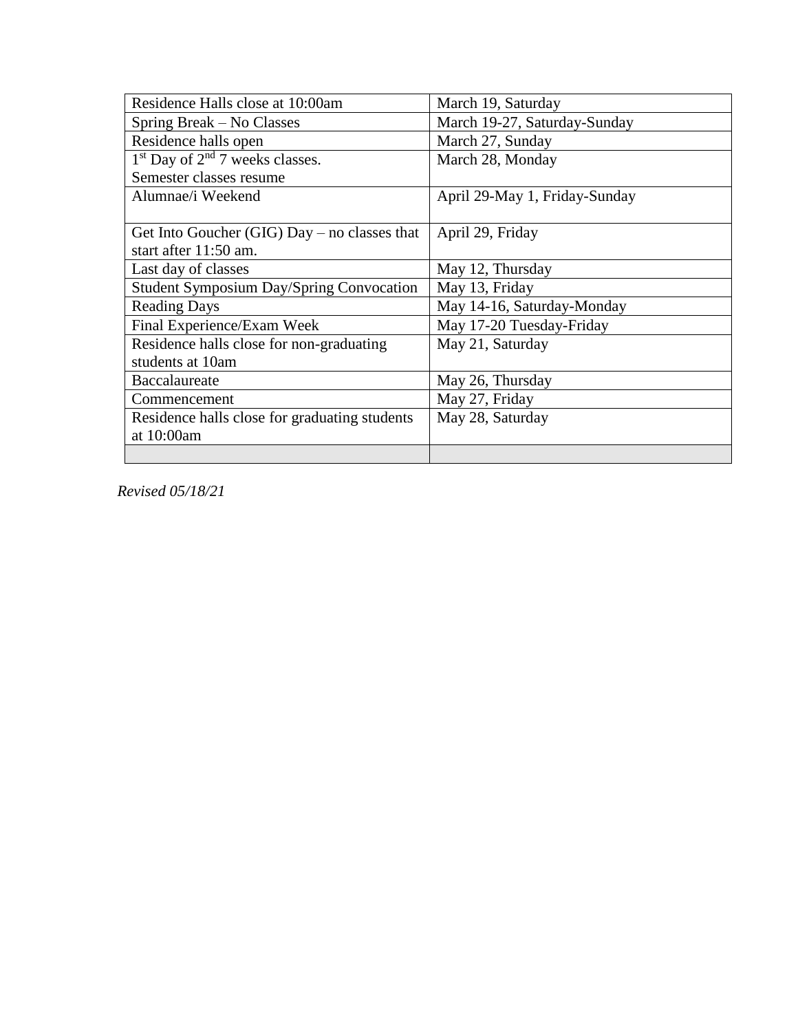| | |
|---|---|
| Residence Halls close at 10:00am | March 19, Saturday |
| Spring Break – No Classes | March 19-27, Saturday-Sunday |
| Residence halls open | March 27, Sunday |
| 1st Day of 2nd 7 weeks classes. Semester classes resume | March 28, Monday |
| Alumnae/i Weekend | April 29-May 1, Friday-Sunday |
| Get Into Goucher (GIG) Day – no classes that start after 11:50 am. | April 29, Friday |
| Last day of classes | May 12, Thursday |
| Student Symposium Day/Spring Convocation | May 13, Friday |
| Reading Days | May 14-16, Saturday-Monday |
| Final Experience/Exam Week | May 17-20 Tuesday-Friday |
| Residence halls close for non-graduating students at 10am | May 21, Saturday |
| Baccalaureate | May 26, Thursday |
| Commencement | May 27, Friday |
| Residence halls close for graduating students at 10:00am | May 28, Saturday |
| | |

*Revised 05/18/21*